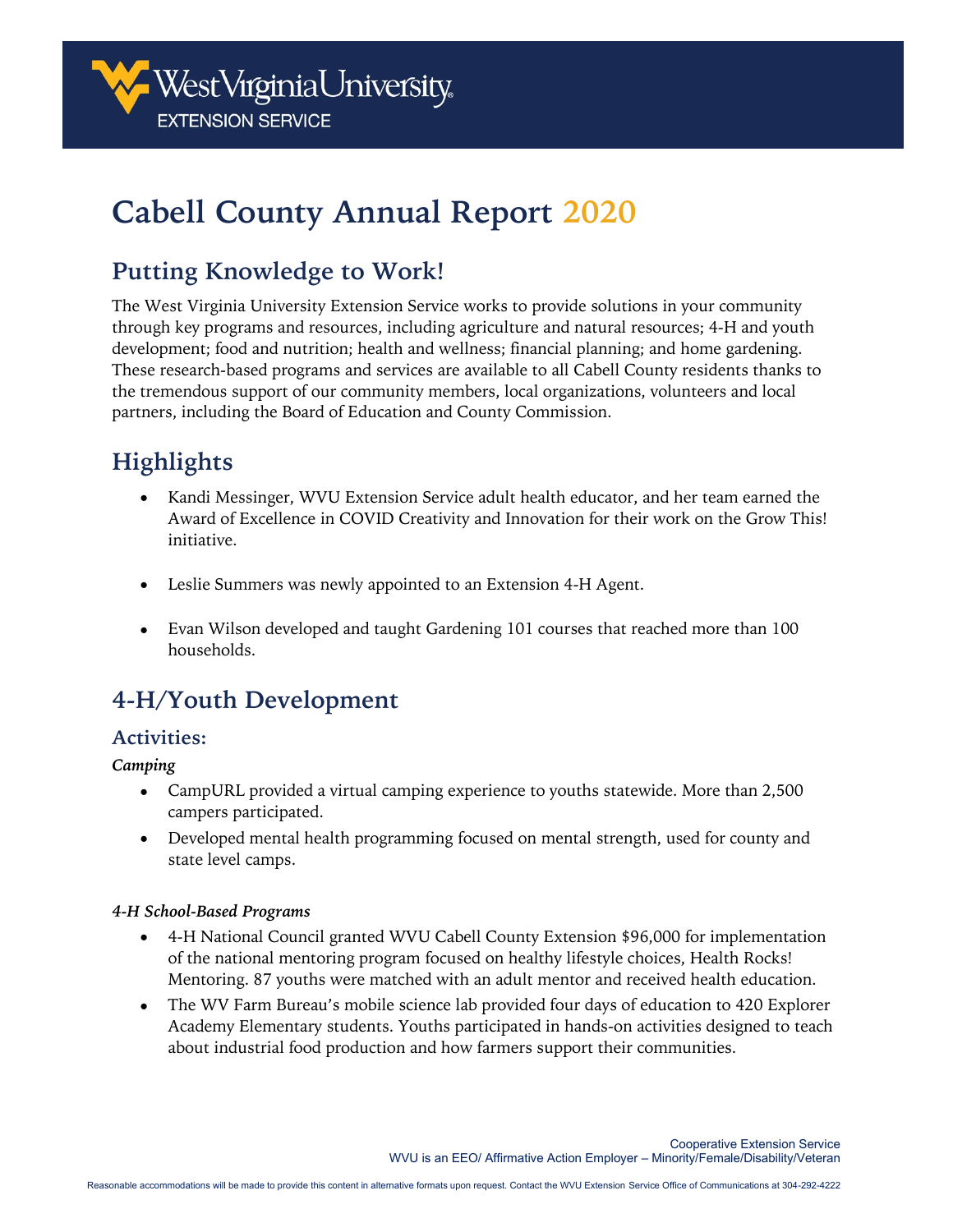# Cabell County Annual Report 2020

## Putting Knowledge to Work!

The West Virginia University Extension Service works to provide solutions in your community through key programs and resources, including agriculture and natural resources; 4-H and youth development; food and nutrition; health and wellness; financial planning; and home gardening. These research-based programs and services are available to all Cabell County residents thanks to the tremendous support of our community members, local organizations, volunteers and local partners, including the Board of Education and County Commission.

## Highlights

- Kandi Messinger, WVU Extension Service adult health educator, and her team earned the Award of Excellence in COVID Creativity and Innovation for their work on the Grow This! initiative.
- Leslie Summers was newly appointed to an Extension 4-H Agent.
- Evan Wilson developed and taught Gardening 101 courses that reached more than 100 households.

## 4-H/Youth Development

### Activities:

***Camping***

- CampURL provided a virtual camping experience to youths statewide. More than 2,500 campers participated.
- Developed mental health programming focused on mental strength, used for county and state level camps.

***4-H School-Based Programs***

- 4-H National Council granted WVU Cabell County Extension $96,000 for implementation of the national mentoring program focused on healthy lifestyle choices, Health Rocks! Mentoring. 87 youths were matched with an adult mentor and received health education.
- The WV Farm Bureau's mobile science lab provided four days of education to 420 Explorer Academy Elementary students. Youths participated in hands-on activities designed to teach about industrial food production and how farmers support their communities.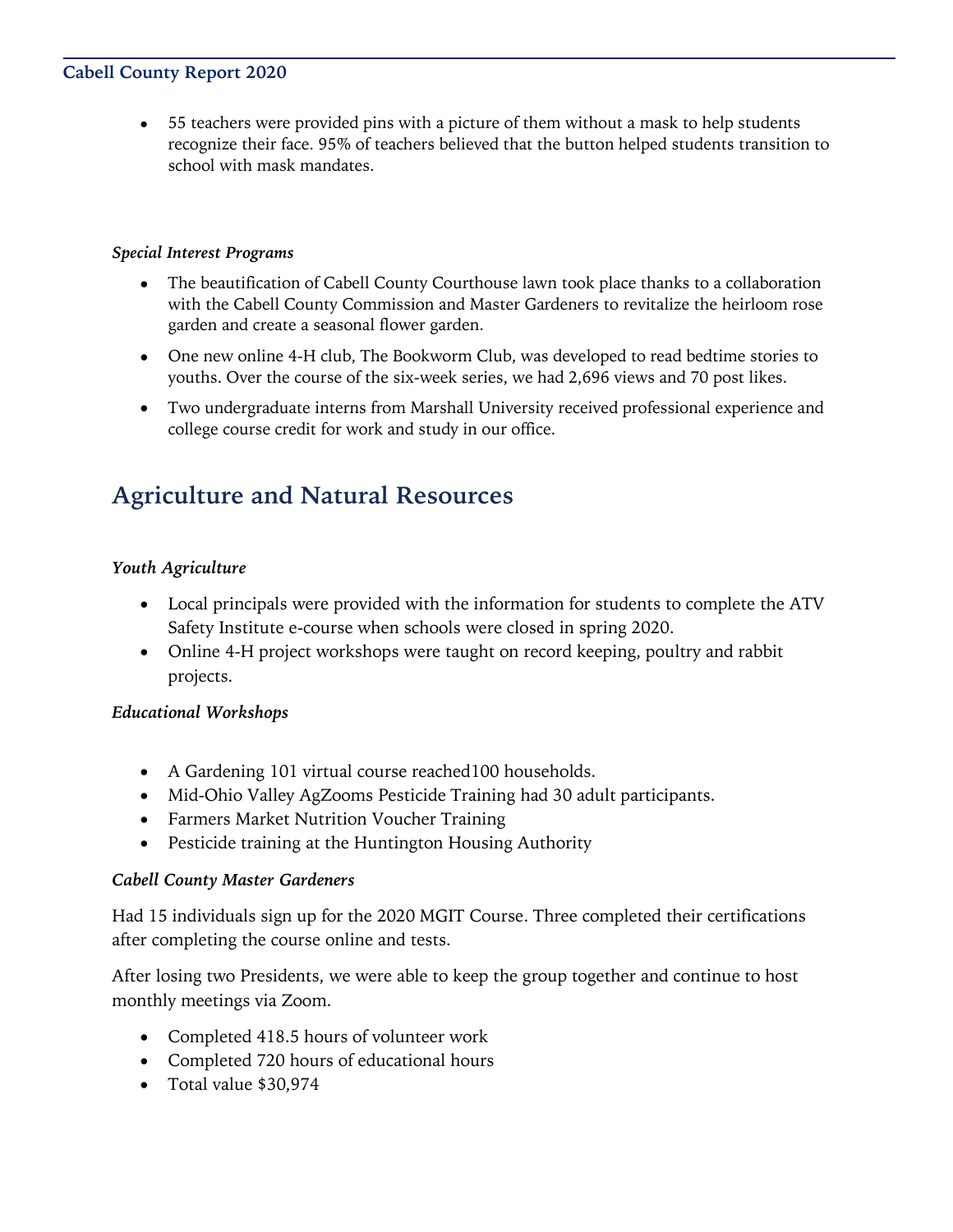- 55 teachers were provided pins with a picture of them without a mask to help students recognize their face. 95% of teachers believed that the button helped students transition to school with mask mandates.

*Special Interest Programs*

- The beautification of Cabell County Courthouse lawn took place thanks to a collaboration with the Cabell County Commission and Master Gardeners to revitalize the heirloom rose garden and create a seasonal flower garden.
- One new online 4-H club, The Bookworm Club, was developed to read bedtime stories to youths. Over the course of the six-week series, we had 2,696 views and 70 post likes.
- Two undergraduate interns from Marshall University received professional experience and college course credit for work and study in our office.

## Agriculture and Natural Resources

*Youth Agriculture*

- Local principals were provided with the information for students to complete the ATV Safety Institute e-course when schools were closed in spring 2020.
- Online 4-H project workshops were taught on record keeping, poultry and rabbit projects.

*Educational Workshops*

- A Gardening 101 virtual course reached100 households.
- Mid-Ohio Valley AgZooms Pesticide Training had 30 adult participants.
- Farmers Market Nutrition Voucher Training
- Pesticide training at the Huntington Housing Authority

*Cabell County Master Gardeners*

Had 15 individuals sign up for the 2020 MGIT Course. Three completed their certifications after completing the course online and tests.

After losing two Presidents, we were able to keep the group together and continue to host monthly meetings via Zoom.

- Completed 418.5 hours of volunteer work
- Completed 720 hours of educational hours
- Total value $30,974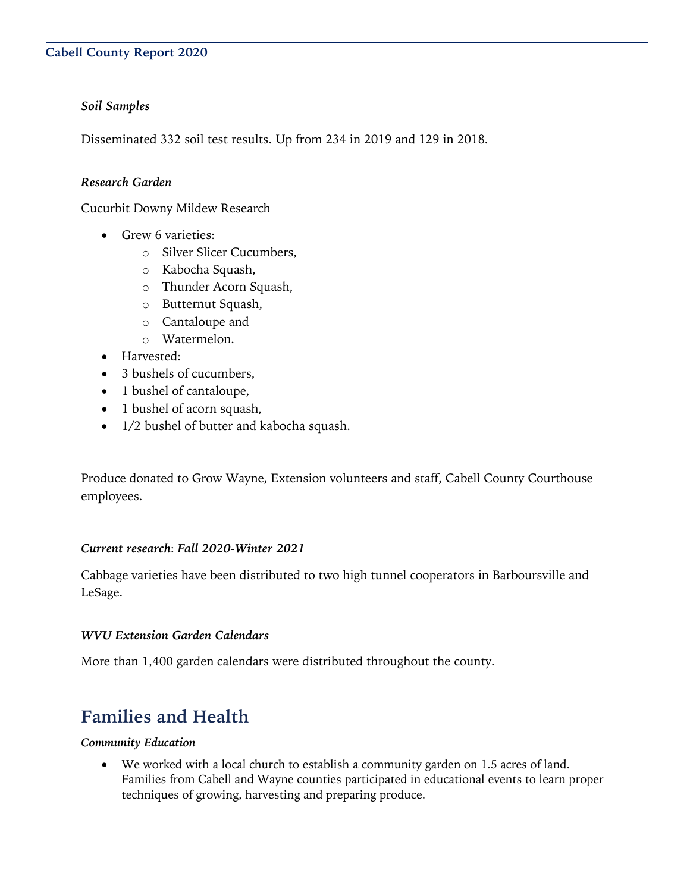*Soil Samples*

Disseminated 332 soil test results. Up from 234 in 2019 and 129 in 2018.

*Research Garden*

Cucurbit Downy Mildew Research

- Grew 6 varieties:
  - Silver Slicer Cucumbers,
  - Kabocha Squash,
  - Thunder Acorn Squash,
  - Butternut Squash,
  - Cantaloupe and
  - Watermelon.
- Harvested:
- 3 bushels of cucumbers,
- 1 bushel of cantaloupe,
- 1 bushel of acorn squash,
- 1/2 bushel of butter and kabocha squash.

Produce donated to Grow Wayne, Extension volunteers and staff, Cabell County Courthouse employees.

*Current research*: ***Fall 2020-Winter 2021***

Cabbage varieties have been distributed to two high tunnel cooperators in Barboursville and LeSage.

*WVU Extension Garden Calendars*

More than 1,400 garden calendars were distributed throughout the county.

## Families and Health

*Community Education*

- We worked with a local church to establish a community garden on 1.5 acres of land. Families from Cabell and Wayne counties participated in educational events to learn proper techniques of growing, harvesting and preparing produce.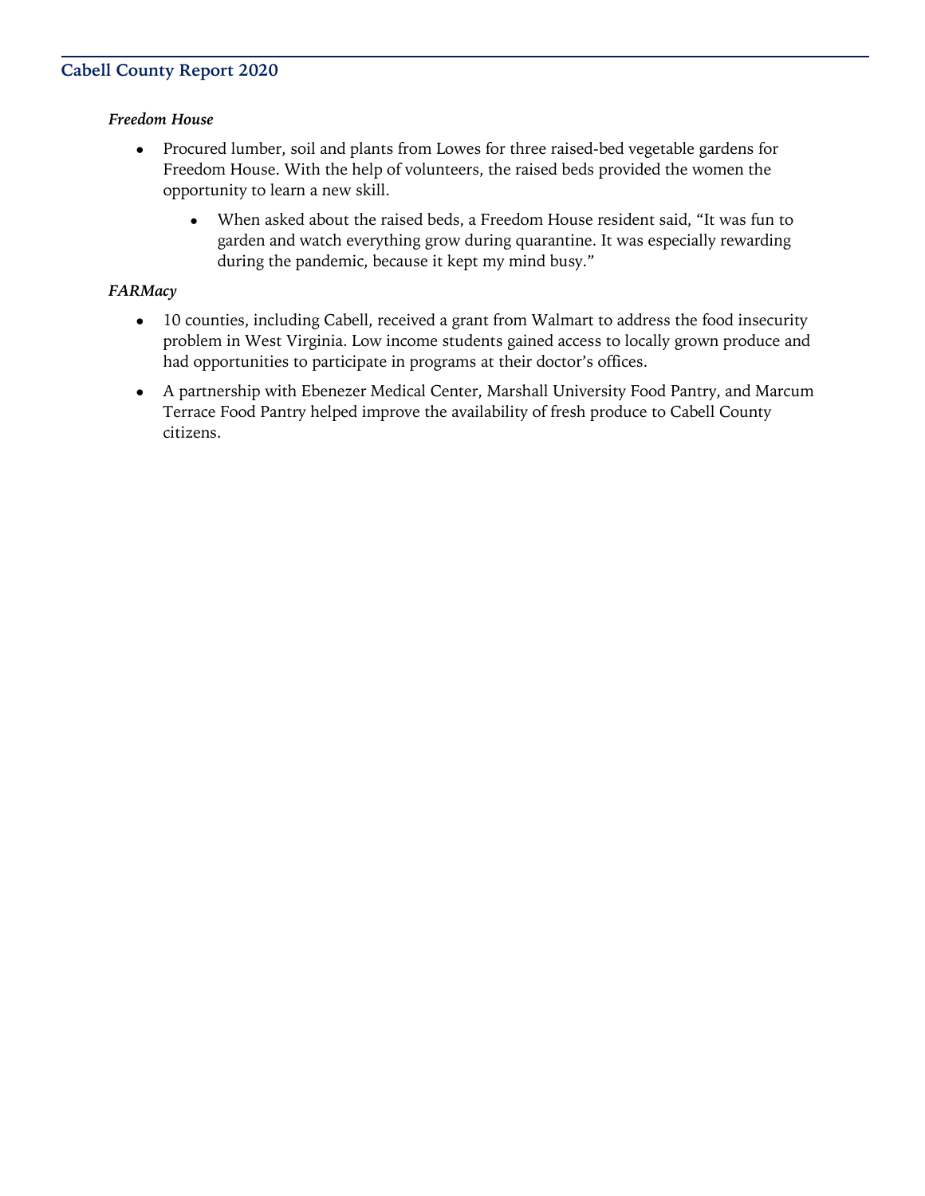*Freedom House*

- Procured lumber, soil and plants from Lowes for three raised-bed vegetable gardens for Freedom House. With the help of volunteers, the raised beds provided the women the opportunity to learn a new skill.
    - When asked about the raised beds, a Freedom House resident said, "It was fun to garden and watch everything grow during quarantine. It was especially rewarding during the pandemic, because it kept my mind busy."

*FARMacy*

- 10 counties, including Cabell, received a grant from Walmart to address the food insecurity problem in West Virginia. Low income students gained access to locally grown produce and had opportunities to participate in programs at their doctor's offices.
- A partnership with Ebenezer Medical Center, Marshall University Food Pantry, and Marcum Terrace Food Pantry helped improve the availability of fresh produce to Cabell County citizens.